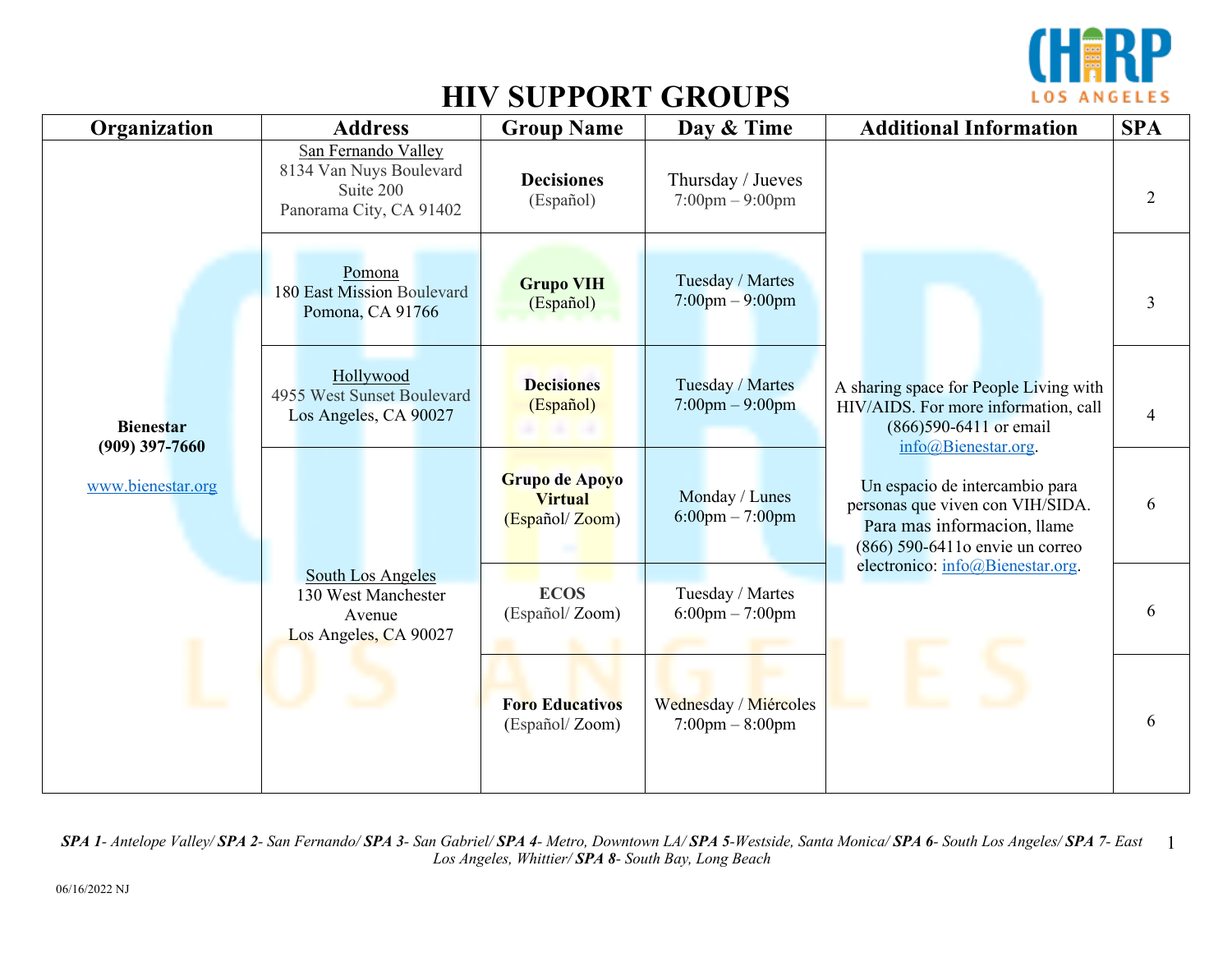# HIV SUPPORT GROUPS

| Organization | Address | Group Name | Day & Time | Additional Information | SPA |
|---|---|---|---|---|---|
| **Bienestar** **(909) 397-7660** www.bienestar.org | San Fernando Valley 8134 Van Nuys Boulevard Suite 200 Panorama City, CA 91402 | **Decisiones** (Español) | Thursday / Jueves 7:00pm – 9:00pm | A sharing space for People Living with HIV/AIDS. For more information, call (866)590-6411 or email info@Bienestar.org. Un espacio de intercambio para personas que viven con VIH/SIDA. Para mas informacion, llame (866) 590-6411o envie un correo electronico: info@Bienestar.org. | 2 |
| | Pomona 180 East Mission Boulevard Pomona, CA 91766 | **Grupo VIH** (Español) | Tuesday / Martes 7:00pm – 9:00pm | | 3 |
| | Hollywood 4955 West Sunset Boulevard Los Angeles, CA 90027 | **Decisiones** (Español) | Tuesday / Martes 7:00pm – 9:00pm | | 4 |
| | South Los Angeles 130 West Manchester Avenue Los Angeles, CA 90027 | **Grupo de Apoyo Virtual** (Español/ Zoom) | Monday / Lunes 6:00pm – 7:00pm | | 6 |
| | | **ECOS** (Español/ Zoom) | Tuesday / Martes 6:00pm – 7:00pm | | 6 |
| | | **Foro Educativos** (Español/ Zoom) | Wednesday / Miércoles 7:00pm – 8:00pm | | 6 |

*__SPA 1__- Antelope Valley/ __SPA 2__- San Fernando/ __SPA 3__- San Gabriel/ __SPA 4__- Metro, Downtown LA/ __SPA 5__-Westside, Santa Monica/ __SPA 6__- South Los Angeles/ __SPA__ 7- East Los Angeles, Whittier/ __SPA 8__- South Bay, Long Beach*

06/16/2022 NJ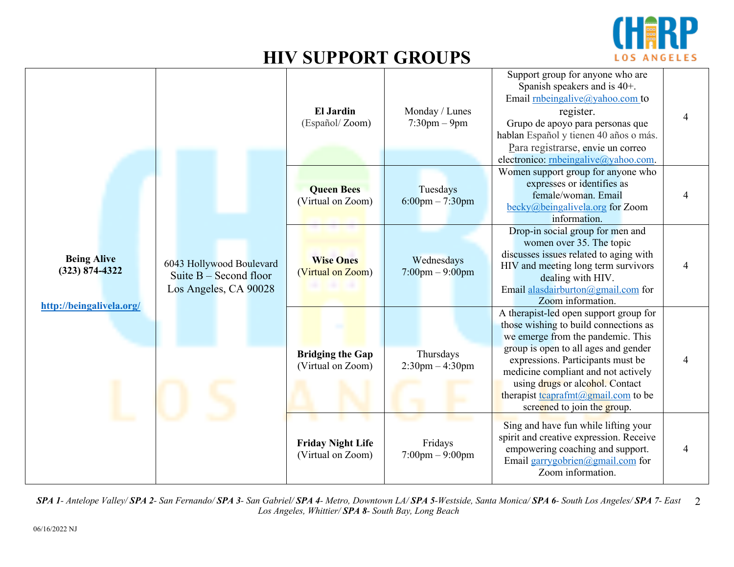# HIV SUPPORT GROUPS

| | | | | | |
|---|---|---|---|---|---|
| **Being Alive**<br>**(323) 874-4322**<br><br>**http://beingalivela.org/** | 6043 Hollywood Boulevard<br>Suite B – Second floor<br>Los Angeles, CA 90028 | **El Jardin**<br>(Español/ Zoom) | Monday / Lunes<br>7:30pm – 9pm | Support group for anyone who are Spanish speakers and is 40+. Email rnbeingalive@yahoo.com to register.<br>Grupo de apoyo para personas que hablan Español y tienen 40 años o más. Para registrarse, envie un correo electronico: rnbeingalive@yahoo.com. | 4 |
| | | **Queen Bees**<br>(Virtual on Zoom) | Tuesdays<br>6:00pm – 7:30pm | Women support group for anyone who expresses or identifies as female/woman. Email becky@beingalivela.org for Zoom information. | 4 |
| | | **Wise Ones**<br>(Virtual on Zoom) | Wednesdays<br>7:00pm – 9:00pm | Drop-in social group for men and women over 35. The topic discusses issues related to aging with HIV and meeting long term survivors dealing with HIV.<br>Email alasdairburton@gmail.com for Zoom information. | 4 |
| | | **Bridging the Gap**<br>(Virtual on Zoom) | Thursdays<br>2:30pm – 4:30pm | A therapist-led open support group for those wishing to build connections as we emerge from the pandemic. This group is open to all ages and gender expressions. Participants must be medicine compliant and not actively using drugs or alcohol. Contact therapist tcaprafmt@gmail.com to be screened to join the group. | 4 |
| | | **Friday Night Life**<br>(Virtual on Zoom) | Fridays<br>7:00pm – 9:00pm | Sing and have fun while lifting your spirit and creative expression. Receive empowering coaching and support. Email garrygobrien@gmail.com for Zoom information. | 4 |

***SPA 1**- Antelope Valley/ **SPA 2**- San Fernando/ **SPA 3**- San Gabriel/ **SPA 4**- Metro, Downtown LA/ **SPA 5**-Westside, Santa Monica/ **SPA 6**- South Los Angeles/ **SPA 7**- East Los Angeles, Whittier/ **SPA 8**- South Bay, Long Beach*

06/16/2022 NJ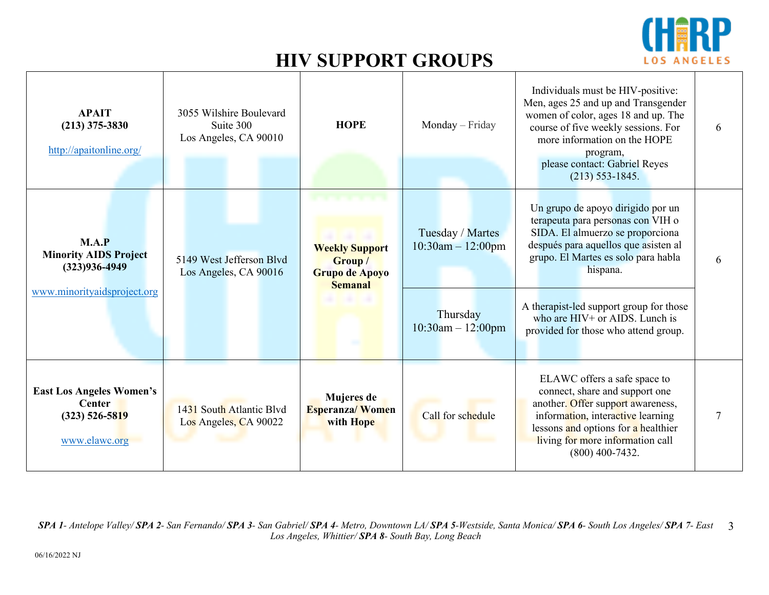# HIV SUPPORT GROUPS

| | | | | | |
|---|---|---|---|---|---|
| **APAIT**<br>**(213) 375-3830**<br><br>http://apaitonline.org/ | 3055 Wilshire Boulevard<br>Suite 300<br>Los Angeles, CA 90010 | **HOPE** | Monday – Friday | Individuals must be HIV-positive: Men, ages 25 and up and Transgender women of color, ages 18 and up. The course of five weekly sessions. For more information on the HOPE program,<br>please contact: Gabriel Reyes<br>(213) 553-1845. | 6 |
| **M.A.P**<br>**Minority AIDS Project**<br>**(323)936-4949**<br><br>www.minorityaidsproject.org | 5149 West Jefferson Blvd<br>Los Angeles, CA 90016 | **Weekly Support Group / Grupo de Apoyo Semanal** | Tuesday / Martes<br>10:30am – 12:00pm | Un grupo de apoyo dirigido por un terapeuta para personas con VIH o SIDA. El almuerzo se proporciona después para aquellos que asisten al grupo. El Martes es solo para habla hispana. | 6 |
| | | | Thursday<br>10:30am – 12:00pm | A therapist-led support group for those who are HIV+ or AIDS. Lunch is provided for those who attend group. | |
| **East Los Angeles Women's Center**<br>**(323) 526-5819**<br><br>www.elawc.org | 1431 South Atlantic Blvd<br>Los Angeles, CA 90022 | **Mujeres de Esperanza/ Women with Hope** | Call for schedule | ELAWC offers a safe space to connect, share and support one another. Offer support awareness, information, interactive learning lessons and options for a healthier living for more information call (800) 400-7432. | 7 |

***SPA 1**- Antelope Valley/ **SPA 2**- San Fernando/ **SPA 3**- San Gabriel/ **SPA 4**- Metro, Downtown LA/ **SPA 5**-Westside, Santa Monica/ **SPA 6**- South Los Angeles/ **SPA 7**- East Los Angeles, Whittier/ **SPA 8**- South Bay, Long Beach*

06/16/2022 NJ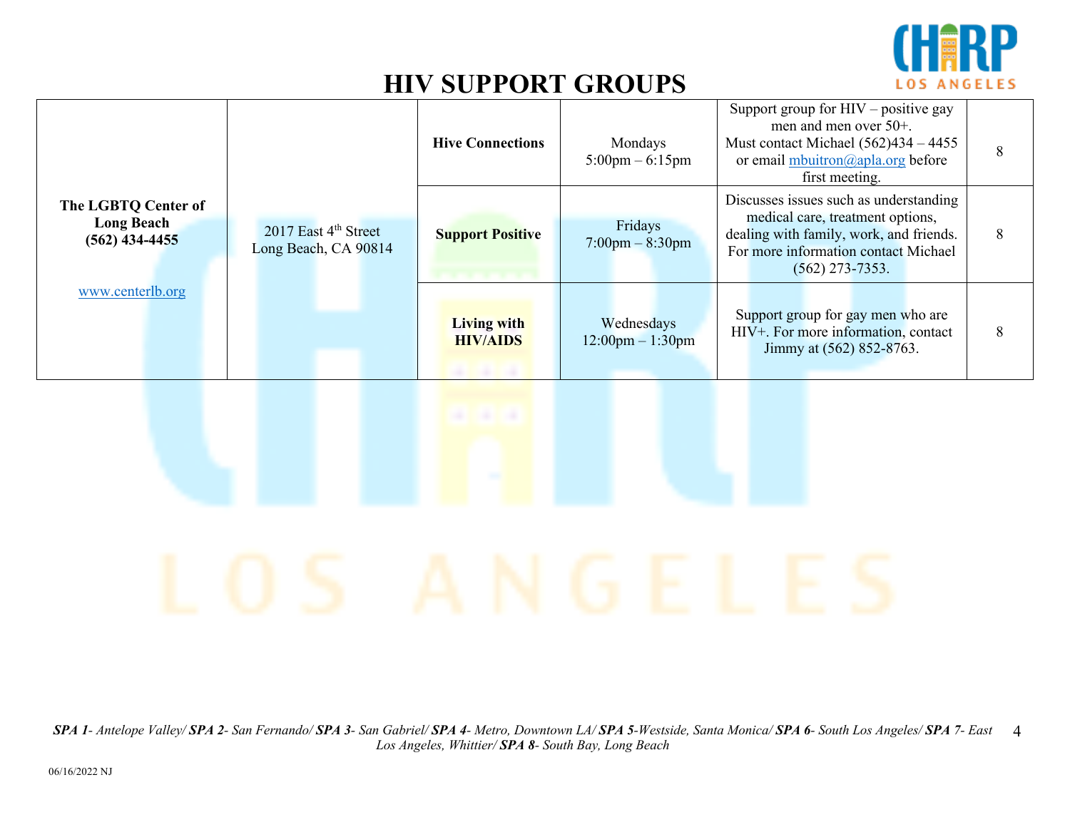# HIV SUPPORT GROUPS

| | | | | | |
|---|---|---|---|---|---|
| **The LGBTQ Center of Long Beach (562) 434-4455** www.centerlb.org | 2017 East 4th Street Long Beach, CA 90814 | **Hive Connections** | Mondays 5:00pm – 6:15pm | Support group for HIV – positive gay men and men over 50+. Must contact Michael (562)434 – 4455 or email mbuitron@apla.org before first meeting. | 8 |
| | | **Support Positive** | Fridays 7:00pm – 8:30pm | Discusses issues such as understanding medical care, treatment options, dealing with family, work, and friends. For more information contact Michael (562) 273-7353. | 8 |
| | | **Living with HIV/AIDS** | Wednesdays 12:00pm – 1:30pm | Support group for gay men who are HIV+. For more information, contact Jimmy at (562) 852-8763. | 8 |

***SPA 1**- Antelope Valley/ **SPA 2**- San Fernando/ **SPA 3**- San Gabriel/ **SPA 4**- Metro, Downtown LA/ **SPA 5**-Westside, Santa Monica/ **SPA 6**- South Los Angeles/ **SPA 7**- East Los Angeles, Whittier/ **SPA 8**- South Bay, Long Beach*

06/16/2022 NJ